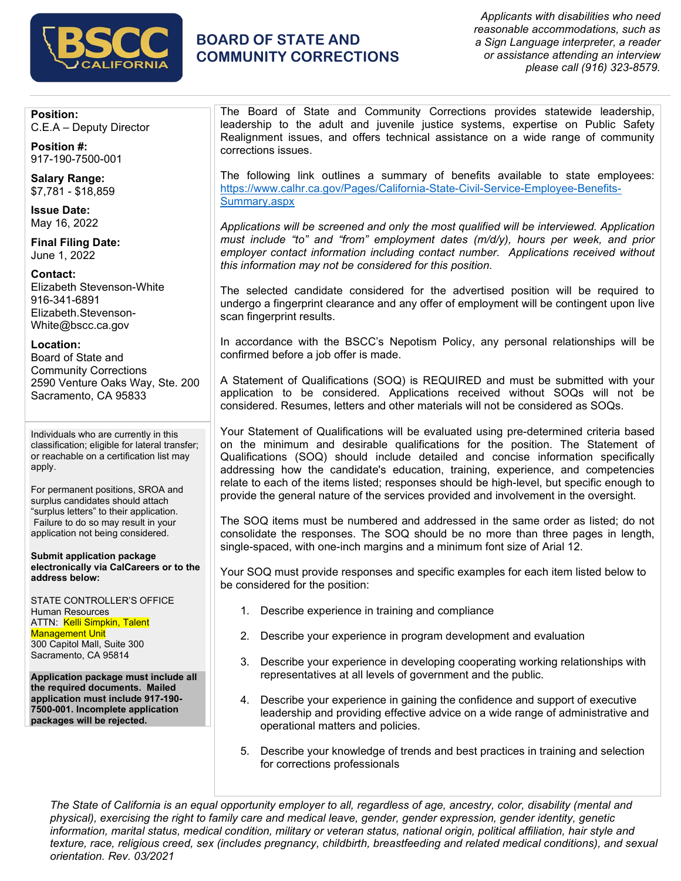# BOARD OF STATE AND COMMUNITY CORRECTIONS

*Applicants with disabilities who need reasonable accommodations, such as a Sign Language interpreter, a reader or assistance attending an interview please call (916) 323-8579.*

**Position:**
C.E.A – Deputy Director

**Position #:**
917-190-7500-001

**Salary Range:**
$7,781 - $18,859

**Issue Date:**
May 16, 2022

**Final Filing Date:**
June 1, 2022

**Contact:**
Elizabeth Stevenson-White
916-341-6891
Elizabeth.Stevenson-White@bscc.ca.gov

**Location:**
Board of State and Community Corrections
2590 Venture Oaks Way, Ste. 200
Sacramento, CA 95833

Individuals who are currently in this classification; eligible for lateral transfer; or reachable on a certification list may apply.

For permanent positions, SROA and surplus candidates should attach "surplus letters" to their application. Failure to do so may result in your application not being considered.

**Submit application package electronically via CalCareers or to the address below:**

STATE CONTROLLER'S OFFICE
Human Resources
ATTN: Kelli Simpkin, Talent Management Unit
300 Capitol Mall, Suite 300
Sacramento, CA 95814

**Application package must include all the required documents. Mailed application must include 917-190-7500-001. Incomplete application packages will be rejected.**

The Board of State and Community Corrections provides statewide leadership, leadership to the adult and juvenile justice systems, expertise on Public Safety Realignment issues, and offers technical assistance on a wide range of community corrections issues.

The following link outlines a summary of benefits available to state employees: https://www.calhr.ca.gov/Pages/California-State-Civil-Service-Employee-Benefits-Summary.aspx

*Applications will be screened and only the most qualified will be interviewed. Application must include "to" and "from" employment dates (m/d/y), hours per week, and prior employer contact information including contact number. Applications received without this information may not be considered for this position.*

The selected candidate considered for the advertised position will be required to undergo a fingerprint clearance and any offer of employment will be contingent upon live scan fingerprint results.

In accordance with the BSCC's Nepotism Policy, any personal relationships will be confirmed before a job offer is made.

A Statement of Qualifications (SOQ) is REQUIRED and must be submitted with your application to be considered. Applications received without SOQs will not be considered. Resumes, letters and other materials will not be considered as SOQs.

Your Statement of Qualifications will be evaluated using pre-determined criteria based on the minimum and desirable qualifications for the position. The Statement of Qualifications (SOQ) should include detailed and concise information specifically addressing how the candidate's education, training, experience, and competencies relate to each of the items listed; responses should be high-level, but specific enough to provide the general nature of the services provided and involvement in the oversight.

The SOQ items must be numbered and addressed in the same order as listed; do not consolidate the responses. The SOQ should be no more than three pages in length, single-spaced, with one-inch margins and a minimum font size of Arial 12.

Your SOQ must provide responses and specific examples for each item listed below to be considered for the position:

1. Describe experience in training and compliance
2. Describe your experience in program development and evaluation
3. Describe your experience in developing cooperating working relationships with representatives at all levels of government and the public.
4. Describe your experience in gaining the confidence and support of executive leadership and providing effective advice on a wide range of administrative and operational matters and policies.
5. Describe your knowledge of trends and best practices in training and selection for corrections professionals

*The State of California is an equal opportunity employer to all, regardless of age, ancestry, color, disability (mental and physical), exercising the right to family care and medical leave, gender, gender expression, gender identity, genetic information, marital status, medical condition, military or veteran status, national origin, political affiliation, hair style and texture, race, religious creed, sex (includes pregnancy, childbirth, breastfeeding and related medical conditions), and sexual orientation. Rev. 03/2021*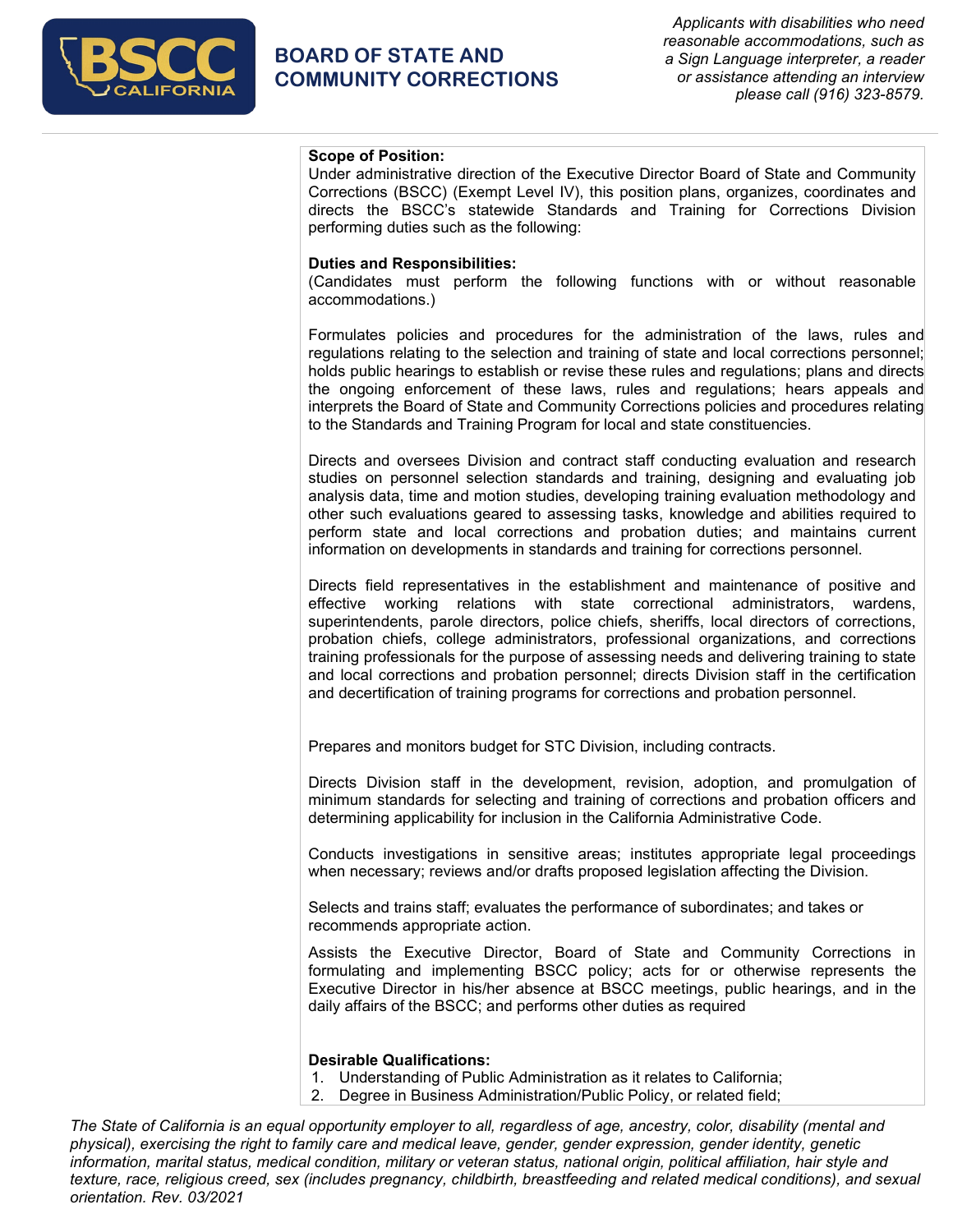**Scope of Position:**
Under administrative direction of the Executive Director Board of State and Community Corrections (BSCC) (Exempt Level IV), this position plans, organizes, coordinates and directs the BSCC's statewide Standards and Training for Corrections Division performing duties such as the following:

**Duties and Responsibilities:**
(Candidates must perform the following functions with or without reasonable accommodations.)

Formulates policies and procedures for the administration of the laws, rules and regulations relating to the selection and training of state and local corrections personnel; holds public hearings to establish or revise these rules and regulations; plans and directs the ongoing enforcement of these laws, rules and regulations; hears appeals and interprets the Board of State and Community Corrections policies and procedures relating to the Standards and Training Program for local and state constituencies.

Directs and oversees Division and contract staff conducting evaluation and research studies on personnel selection standards and training, designing and evaluating job analysis data, time and motion studies, developing training evaluation methodology and other such evaluations geared to assessing tasks, knowledge and abilities required to perform state and local corrections and probation duties; and maintains current information on developments in standards and training for corrections personnel.

Directs field representatives in the establishment and maintenance of positive and effective working relations with state correctional administrators, wardens, superintendents, parole directors, police chiefs, sheriffs, local directors of corrections, probation chiefs, college administrators, professional organizations, and corrections training professionals for the purpose of assessing needs and delivering training to state and local corrections and probation personnel; directs Division staff in the certification and decertification of training programs for corrections and probation personnel.

Prepares and monitors budget for STC Division, including contracts.

Directs Division staff in the development, revision, adoption, and promulgation of minimum standards for selecting and training of corrections and probation officers and determining applicability for inclusion in the California Administrative Code.

Conducts investigations in sensitive areas; institutes appropriate legal proceedings when necessary; reviews and/or drafts proposed legislation affecting the Division.

Selects and trains staff; evaluates the performance of subordinates; and takes or recommends appropriate action.

Assists the Executive Director, Board of State and Community Corrections in formulating and implementing BSCC policy; acts for or otherwise represents the Executive Director in his/her absence at BSCC meetings, public hearings, and in the daily affairs of the BSCC; and performs other duties as required

**Desirable Qualifications:**
1. Understanding of Public Administration as it relates to California;
2. Degree in Business Administration/Public Policy, or related field;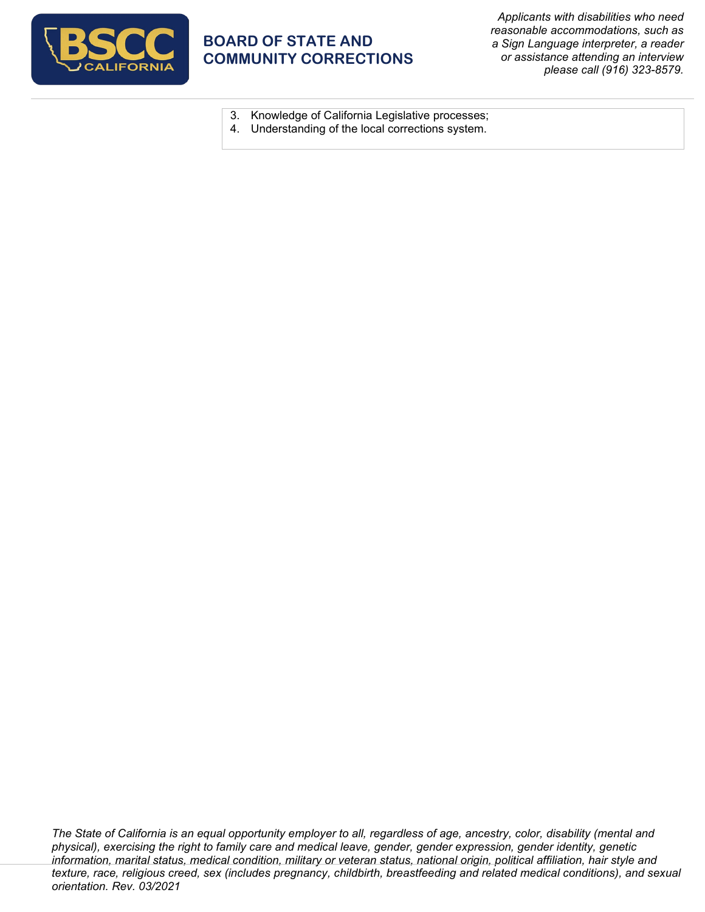3. Knowledge of California Legislative processes;
4. Understanding of the local corrections system.

*The State of California is an equal opportunity employer to all, regardless of age, ancestry, color, disability (mental and physical), exercising the right to family care and medical leave, gender, gender expression, gender identity, genetic information, marital status, medical condition, military or veteran status, national origin, political affiliation, hair style and texture, race, religious creed, sex (includes pregnancy, childbirth, breastfeeding and related medical conditions), and sexual orientation. Rev. 03/2021*